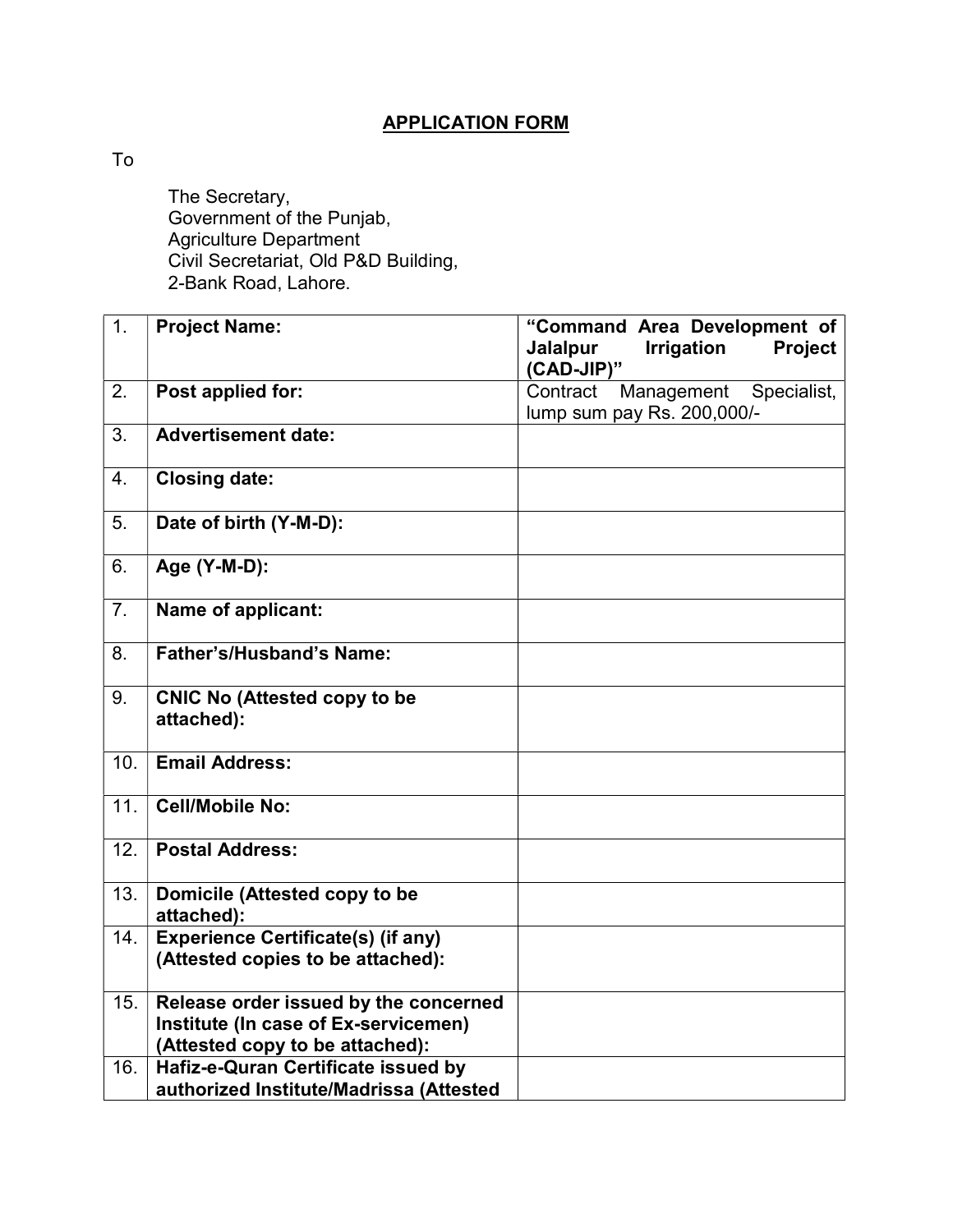# APPLICATION FORM

To

The Secretary,
Government of the Punjab,
Agriculture Department
Civil Secretariat, Old P&D Building,
2-Bank Road, Lahore.

| | | |
|---|---|---|
| 1. | **Project Name:** | **"Command Area Development of Jalalpur Irrigation Project (CAD-JIP)"** |
| 2. | **Post applied for:** | Contract Management Specialist, lump sum pay Rs. 200,000/- |
| 3. | **Advertisement date:** | |
| 4. | **Closing date:** | |
| 5. | **Date of birth (Y-M-D):** | |
| 6. | **Age (Y-M-D):** | |
| 7. | **Name of applicant:** | |
| 8. | **Father's/Husband's Name:** | |
| 9. | **CNIC No (Attested copy to be attached):** | |
| 10. | **Email Address:** | |
| 11. | **Cell/Mobile No:** | |
| 12. | **Postal Address:** | |
| 13. | **Domicile (Attested copy to be attached):** | |
| 14. | **Experience Certificate(s) (if any) (Attested copies to be attached):** | |
| 15. | **Release order issued by the concerned Institute (In case of Ex-servicemen) (Attested copy to be attached):** | |
| 16. | **Hafiz-e-Quran Certificate issued by authorized Institute/Madrissa (Attested** | |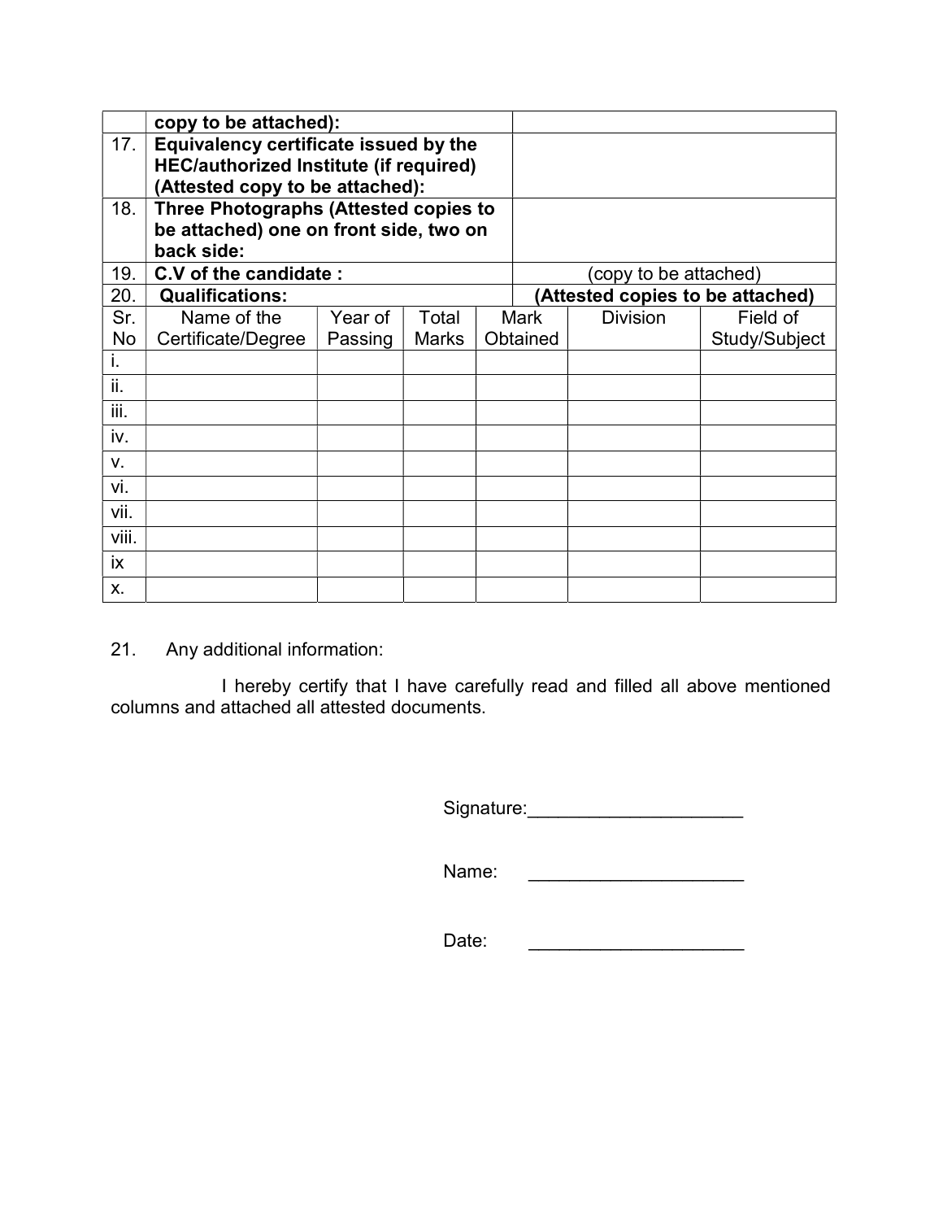| | | |
|---|---|---|
| | **copy to be attached):** | |
| 17. | **Equivalency certificate issued by the HEC/authorized Institute (if required) (Attested copy to be attached):** | |
| 18. | **Three Photographs (Attested copies to be attached) one on front side, two on back side:** | |
| 19. | **C.V of the candidate :** | (copy to be attached) |
| 20. | **Qualifications:** | **(Attested copies to be attached)** |

| Sr. No | Name of the Certificate/Degree | Year of Passing | Total Marks | Mark Obtained | Division | Field of Study/Subject |
|---|---|---|---|---|---|---|
| i. | | | | | | |
| ii. | | | | | | |
| iii. | | | | | | |
| iv. | | | | | | |
| v. | | | | | | |
| vi. | | | | | | |
| vii. | | | | | | |
| viii. | | | | | | |
| ix | | | | | | |
| x. | | | | | | |

21. Any additional information:

I hereby certify that I have carefully read and filled all above mentioned columns and attached all attested documents.

Signature:_____________________

Name: _____________________

Date: _____________________